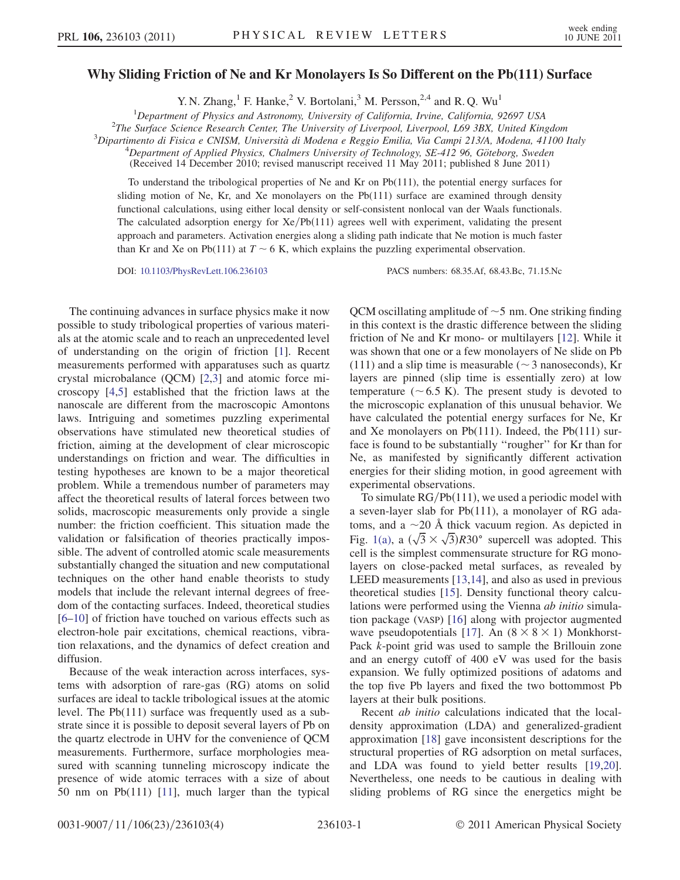# Why Sliding Friction of Ne and Kr Monolayers Is So Different on the Pb(111) Surface

Y. N. Zhang,[1] F. Hanke,[2] V. Bortolani,[3] M. Persson,[2,4] and R. Q. Wu[1]

[1]Department of Physics and Astronomy, University of California, Irvine, California, 92697 USA
[2]The Surface Science Research Center, The University of Liverpool, Liverpool, L69 3BX, United Kingdom
[3]Dipartimento di Fisica e CNISM, Università di Modena e Reggio Emilia, Via Campi 213/A, Modena, 41100 Italy
[4]Department of Applied Physics, Chalmers University of Technology, SE-412 96, Göteborg, Sweden

(Received 14 December 2010; revised manuscript received 11 May 2011; published 8 June 2011)

To understand the tribological properties of Ne and Kr on Pb(111), the potential energy surfaces for sliding motion of Ne, Kr, and Xe monolayers on the Pb(111) surface are examined through density functional calculations, using either local density or self-consistent nonlocal van der Waals functionals. The calculated adsorption energy for Xe/Pb(111) agrees well with experiment, validating the present approach and parameters. Activation energies along a sliding path indicate that Ne motion is much faster than Kr and Xe on Pb(111) at $T \sim 6$ K, which explains the puzzling experimental observation.

DOI: 10.1103/PhysRevLett.106.236103 PACS numbers: 68.35.Af, 68.43.Bc, 71.15.Nc

The continuing advances in surface physics make it now possible to study tribological properties of various materials at the atomic scale and to reach an unprecedented level of understanding on the origin of friction [1]. Recent measurements performed with apparatuses such as quartz crystal microbalance (QCM) [2,3] and atomic force microscopy [4,5] established that the friction laws at the nanoscale are different from the macroscopic Amontons laws. Intriguing and sometimes puzzling experimental observations have stimulated new theoretical studies of friction, aiming at the development of clear microscopic understandings on friction and wear. The difficulties in testing hypotheses are known to be a major theoretical problem. While a tremendous number of parameters may affect the theoretical results of lateral forces between two solids, macroscopic measurements only provide a single number: the friction coefficient. This situation made the validation or falsification of theories practically impossible. The advent of controlled atomic scale measurements substantially changed the situation and new computational techniques on the other hand enable theorists to study models that include the relevant internal degrees of freedom of the contacting surfaces. Indeed, theoretical studies [6–10] of friction have touched on various effects such as electron-hole pair excitations, chemical reactions, vibration relaxations, and the dynamics of defect creation and diffusion.

Because of the weak interaction across interfaces, systems with adsorption of rare-gas (RG) atoms on solid surfaces are ideal to tackle tribological issues at the atomic level. The Pb(111) surface was frequently used as a substrate since it is possible to deposit several layers of Pb on the quartz electrode in UHV for the convenience of QCM measurements. Furthermore, surface morphologies measured with scanning tunneling microscopy indicate the presence of wide atomic terraces with a size of about 50 nm on Pb(111) [11], much larger than the typical QCM oscillating amplitude of $\sim$5 nm. One striking finding in this context is the drastic difference between the sliding friction of Ne and Kr mono- or multilayers [12]. While it was shown that one or a few monolayers of Ne slide on Pb (111) and a slip time is measurable ($\sim$3 nanoseconds), Kr layers are pinned (slip time is essentially zero) at low temperature ($\sim$6.5 K). The present study is devoted to the microscopic explanation of this unusual behavior. We have calculated the potential energy surfaces for Ne, Kr and Xe monolayers on Pb(111). Indeed, the Pb(111) surface is found to be substantially "rougher" for Kr than for Ne, as manifested by significantly different activation energies for their sliding motion, in good agreement with experimental observations.

To simulate RG/Pb(111), we used a periodic model with a seven-layer slab for Pb(111), a monolayer of RG adatoms, and a $\sim$20 Å thick vacuum region. As depicted in Fig. 1(a), a $(\sqrt{3} \times \sqrt{3})R30°$ supercell was adopted. This cell is the simplest commensurate structure for RG monolayers on close-packed metal surfaces, as revealed by LEED measurements [13,14], and also as used in previous theoretical studies [15]. Density functional theory calculations were performed using the Vienna *ab initio* simulation package (VASP) [16] along with projector augmented wave pseudopotentials [17]. An $(8 \times 8 \times 1)$ Monkhorst-Pack $k$-point grid was used to sample the Brillouin zone and an energy cutoff of 400 eV was used for the basis expansion. We fully optimized positions of adatoms and the top five Pb layers and fixed the two bottommost Pb layers at their bulk positions.

Recent *ab initio* calculations indicated that the local-density approximation (LDA) and generalized-gradient approximation [18] gave inconsistent descriptions for the structural properties of RG adsorption on metal surfaces, and LDA was found to yield better results [19,20]. Nevertheless, one needs to be cautious in dealing with sliding problems of RG since the energetics might be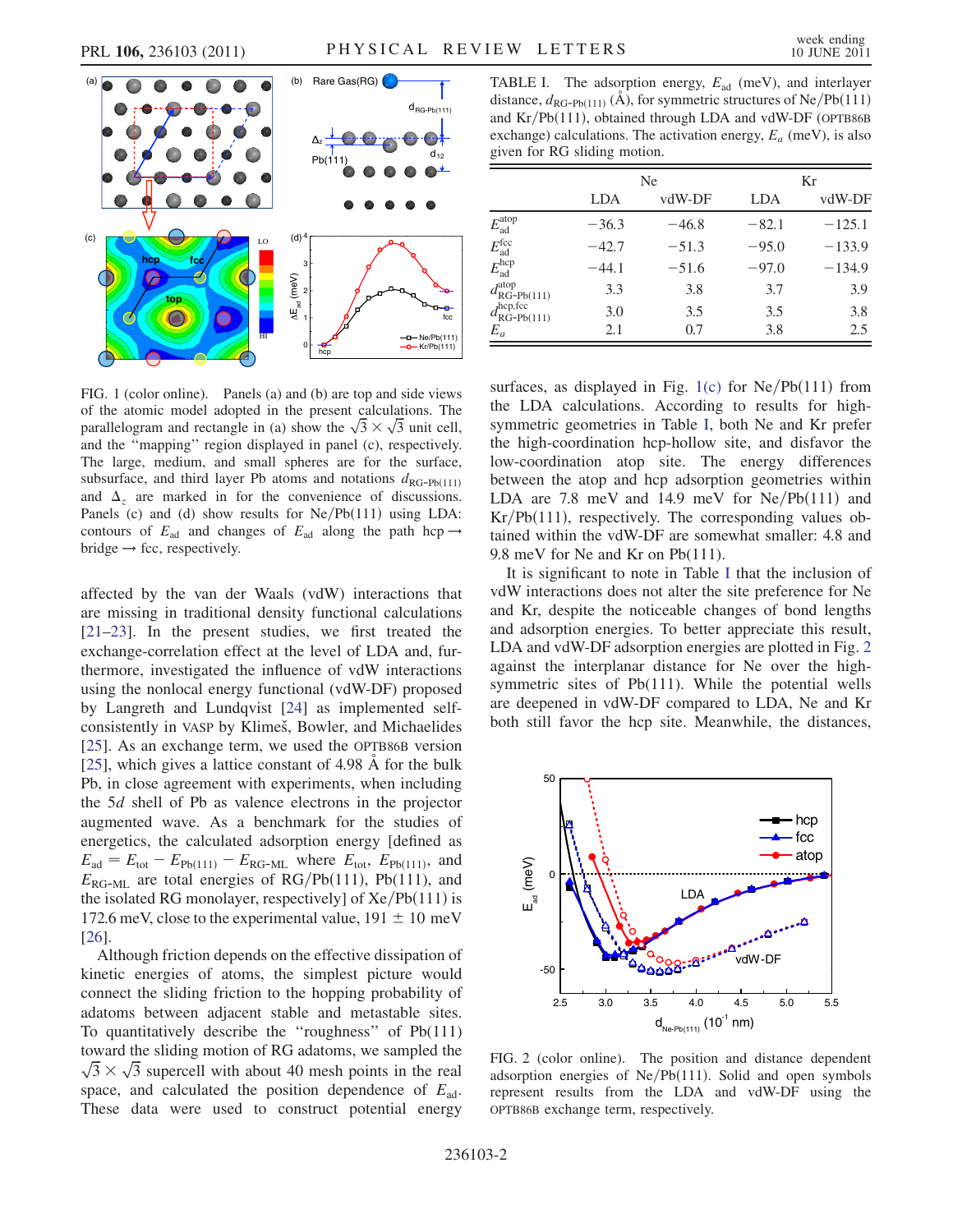FIG. 1 (color online). Panels (a) and (b) are top and side views of the atomic model adopted in the present calculations. The parallelogram and rectangle in (a) show the $\sqrt{3} \times \sqrt{3}$ unit cell, and the "mapping" region displayed in panel (c), respectively. The large, medium, and small spheres are for the surface, subsurface, and third layer Pb atoms and notations $d_{\text{RG-Pb(111)}}$ and $\Delta_z$ are marked in for the convenience of discussions. Panels (c) and (d) show results for Ne/Pb(111) using LDA: contours of $E_{\text{ad}}$ and changes of $E_{\text{ad}}$ along the path hcp → bridge → fcc, respectively.

affected by the van der Waals (vdW) interactions that are missing in traditional density functional calculations [21–23]. In the present studies, we first treated the exchange-correlation effect at the level of LDA and, furthermore, investigated the influence of vdW interactions using the nonlocal energy functional (vdW-DF) proposed by Langreth and Lundqvist [24] as implemented self-consistently in VASP by Klimeš, Bowler, and Michaelides [25]. As an exchange term, we used the OPTB86B version [25], which gives a lattice constant of 4.98 Å for the bulk Pb, in close agreement with experiments, when including the 5$d$ shell of Pb as valence electrons in the projector augmented wave. As a benchmark for the studies of energetics, the calculated adsorption energy [defined as $E_{\text{ad}} = E_{\text{tot}} - E_{\text{Pb(111)}} - E_{\text{RG-ML}}$ where $E_{\text{tot}}$, $E_{\text{Pb(111)}}$, and $E_{\text{RG-ML}}$ are total energies of RG/Pb(111), Pb(111), and the isolated RG monolayer, respectively] of Xe/Pb(111) is 172.6 meV, close to the experimental value, 191 ± 10 meV [26].

Although friction depends on the effective dissipation of kinetic energies of atoms, the simplest picture would connect the sliding friction to the hopping probability of adatoms between adjacent stable and metastable sites. To quantitatively describe the "roughness" of Pb(111) toward the sliding motion of RG adatoms, we sampled the $\sqrt{3} \times \sqrt{3}$ supercell with about 40 mesh points in the real space, and calculated the position dependence of $E_{\text{ad}}$. These data were used to construct potential energy surfaces, as displayed in Fig. 1(c) for Ne/Pb(111) from the LDA calculations. According to results for high-symmetric geometries in Table I, both Ne and Kr prefer the high-coordination hcp-hollow site, and disfavor the low-coordination atop site. The energy differences between the atop and hcp adsorption geometries within LDA are 7.8 meV and 14.9 meV for Ne/Pb(111) and Kr/Pb(111), respectively. The corresponding values obtained within the vdW-DF are somewhat smaller: 4.8 and 9.8 meV for Ne and Kr on Pb(111).

TABLE I. The adsorption energy, $E_{\text{ad}}$ (meV), and interlayer distance, $d_{\text{RG-Pb(111)}}$ (Å), for symmetric structures of Ne/Pb(111) and Kr/Pb(111), obtained through LDA and vdW-DF (OPTB86B exchange) calculations. The activation energy, $E_a$ (meV), is also given for RG sliding motion.

| | Ne | | Kr | |
|---|---|---|---|---|
| | LDA | vdW-DF | LDA | vdW-DF |
| $E_{\text{ad}}^{\text{atop}}$ | −36.3 | −46.8 | −82.1 | −125.1 |
| $E_{\text{ad}}^{\text{fcc}}$ | −42.7 | −51.3 | −95.0 | −133.9 |
| $E_{\text{ad}}^{\text{hcp}}$ | −44.1 | −51.6 | −97.0 | −134.9 |
| $d_{\text{RG-Pb(111)}}^{\text{atop}}$ | 3.3 | 3.8 | 3.7 | 3.9 |
| $d_{\text{RG-Pb(111)}}^{\text{hcp,fcc}}$ | 3.0 | 3.5 | 3.5 | 3.8 |
| $E_a$ | 2.1 | 0.7 | 3.8 | 2.5 |

It is significant to note in Table I that the inclusion of vdW interactions does not alter the site preference for Ne and Kr, despite the noticeable changes of bond lengths and adsorption energies. To better appreciate this result, LDA and vdW-DF adsorption energies are plotted in Fig. 2 against the interplanar distance for Ne over the high-symmetric sites of Pb(111). While the potential wells are deepened in vdW-DF compared to LDA, Ne and Kr both still favor the hcp site. Meanwhile, the distances,

FIG. 2 (color online). The position and distance dependent adsorption energies of Ne/Pb(111). Solid and open symbols represent results from the LDA and vdW-DF using the OPTB86B exchange term, respectively.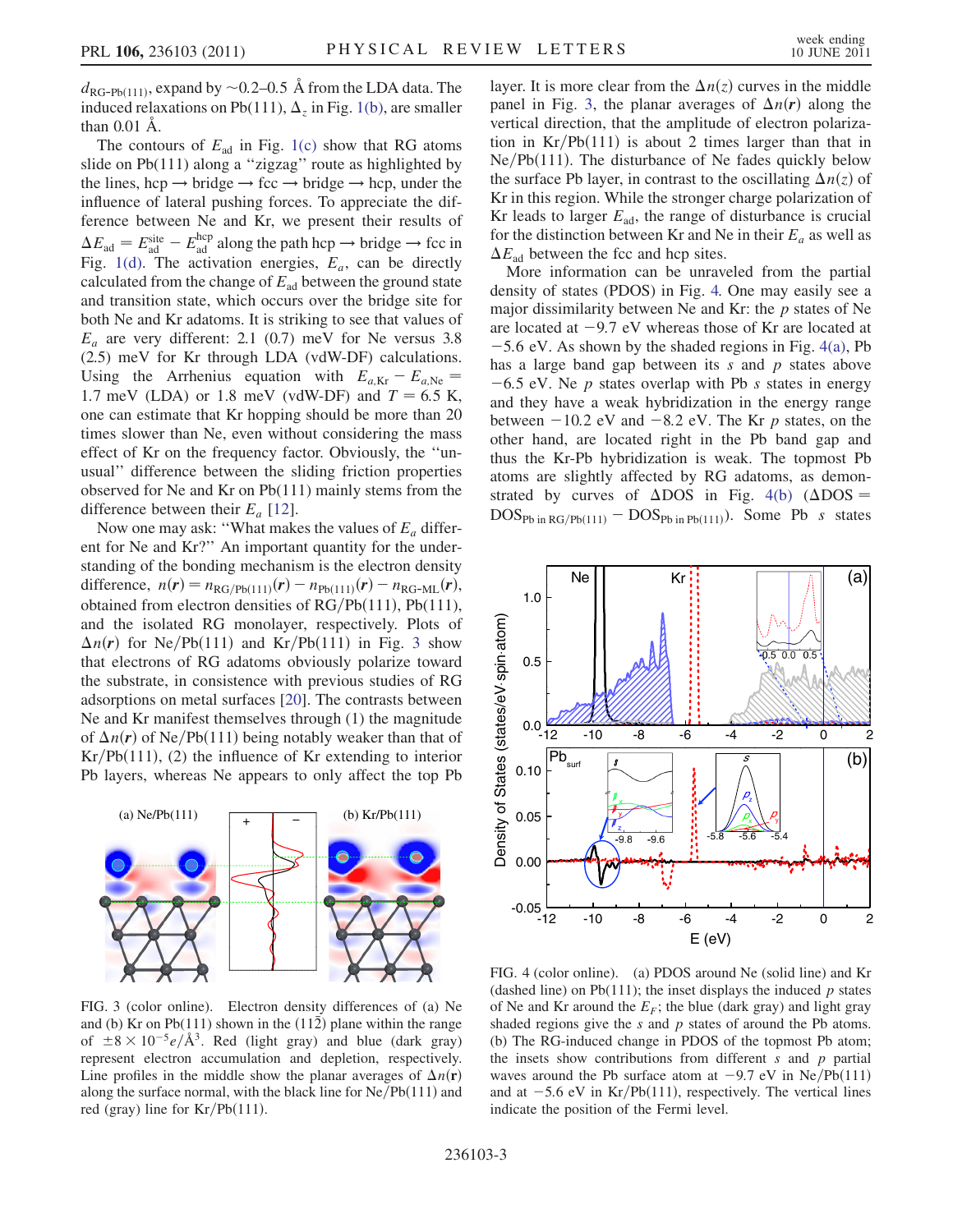$d_{\mathrm{RG\text{-}Pb(111)}}$, expand by ~0.2–0.5 Å from the LDA data. The induced relaxations on Pb(111), $\Delta_z$ in Fig. 1(b), are smaller than 0.01 Å.

The contours of $E_{\mathrm{ad}}$ in Fig. 1(c) show that RG atoms slide on Pb(111) along a "zigzag" route as highlighted by the lines, hcp → bridge → fcc → bridge → hcp, under the influence of lateral pushing forces. To appreciate the difference between Ne and Kr, we present their results of $\Delta E_{\mathrm{ad}} = E_{\mathrm{ad}}^{\mathrm{site}} - E_{\mathrm{ad}}^{\mathrm{hcp}}$ along the path hcp → bridge → fcc in Fig. 1(d). The activation energies, $E_a$, can be directly calculated from the change of $E_{\mathrm{ad}}$ between the ground state and transition state, which occurs over the bridge site for both Ne and Kr adatoms. It is striking to see that values of $E_a$ are very different: 2.1 (0.7) meV for Ne versus 3.8 (2.5) meV for Kr through LDA (vdW-DF) calculations. Using the Arrhenius equation with $E_{a,\mathrm{Kr}} - E_{a,\mathrm{Ne}} =$ 1.7 meV (LDA) or 1.8 meV (vdW-DF) and $T = 6.5$ K, one can estimate that Kr hopping should be more than 20 times slower than Ne, even without considering the mass effect of Kr on the frequency factor. Obviously, the "unusual" difference between the sliding friction properties observed for Ne and Kr on Pb(111) mainly stems from the difference between their $E_a$ [12].

Now one may ask: "What makes the values of $E_a$ different for Ne and Kr?" An important quantity for the understanding of the bonding mechanism is the electron density difference, $n(\mathbf{r}) = n_{\mathrm{RG/Pb(111)}}(\mathbf{r}) - n_{\mathrm{Pb(111)}}(\mathbf{r}) - n_{\mathrm{RG\text{-}ML}}(\mathbf{r})$, obtained from electron densities of RG/Pb(111), Pb(111), and the isolated RG monolayer, respectively. Plots of $\Delta n(\mathbf{r})$ for Ne/Pb(111) and Kr/Pb(111) in Fig. 3 show that electrons of RG adatoms obviously polarize toward the substrate, in consistence with previous studies of RG adsorptions on metal surfaces [20]. The contrasts between Ne and Kr manifest themselves through (1) the magnitude of $\Delta n(\mathbf{r})$ of Ne/Pb(111) being notably weaker than that of Kr/Pb(111), (2) the influence of Kr extending to interior Pb layers, whereas Ne appears to only affect the top Pb layer. It is more clear from the $\Delta n(z)$ curves in the middle panel in Fig. 3, the planar averages of $\Delta n(\mathbf{r})$ along the vertical direction, that the amplitude of electron polarization in Kr/Pb(111) is about 2 times larger than that in Ne/Pb(111). The disturbance of Ne fades quickly below the surface Pb layer, in contrast to the oscillating $\Delta n(z)$ of Kr in this region. While the stronger charge polarization of Kr leads to larger $E_{\mathrm{ad}}$, the range of disturbance is crucial for the distinction between Kr and Ne in their $E_a$ as well as $\Delta E_{\mathrm{ad}}$ between the fcc and hcp sites.

FIG. 3 (color online). Electron density differences of (a) Ne and (b) Kr on Pb(111) shown in the $(11\bar{2})$ plane within the range of $\pm 8 \times 10^{-5} e/\text{Å}^3$. Red (light gray) and blue (dark gray) represent electron accumulation and depletion, respectively. Line profiles in the middle show the planar averages of $\Delta n(\mathbf{r})$ along the surface normal, with the black line for Ne/Pb(111) and red (gray) line for Kr/Pb(111).

More information can be unraveled from the partial density of states (PDOS) in Fig. 4. One may easily see a major dissimilarity between Ne and Kr: the $p$ states of Ne are located at −9.7 eV whereas those of Kr are located at −5.6 eV. As shown by the shaded regions in Fig. 4(a), Pb has a large band gap between its $s$ and $p$ states above −6.5 eV. Ne $p$ states overlap with Pb $s$ states in energy and they have a weak hybridization in the energy range between −10.2 eV and −8.2 eV. The Kr $p$ states, on the other hand, are located right in the Pb band gap and thus the Kr-Pb hybridization is weak. The topmost Pb atoms are slightly affected by RG adatoms, as demonstrated by curves of ΔDOS in Fig. 4(b) ($\Delta\mathrm{DOS} = \mathrm{DOS}_{\mathrm{Pb\ in\ RG/Pb(111)}} - \mathrm{DOS}_{\mathrm{Pb\ in\ Pb(111)}}$). Some Pb $s$ states

FIG. 4 (color online). (a) PDOS around Ne (solid line) and Kr (dashed line) on Pb(111); the inset displays the induced $p$ states of Ne and Kr around the $E_F$; the blue (dark gray) and light gray shaded regions give the $s$ and $p$ states of around the Pb atoms. (b) The RG-induced change in PDOS of the topmost Pb atom; the insets show contributions from different $s$ and $p$ partial waves around the Pb surface atom at −9.7 eV in Ne/Pb(111) and at −5.6 eV in Kr/Pb(111), respectively. The vertical lines indicate the position of the Fermi level.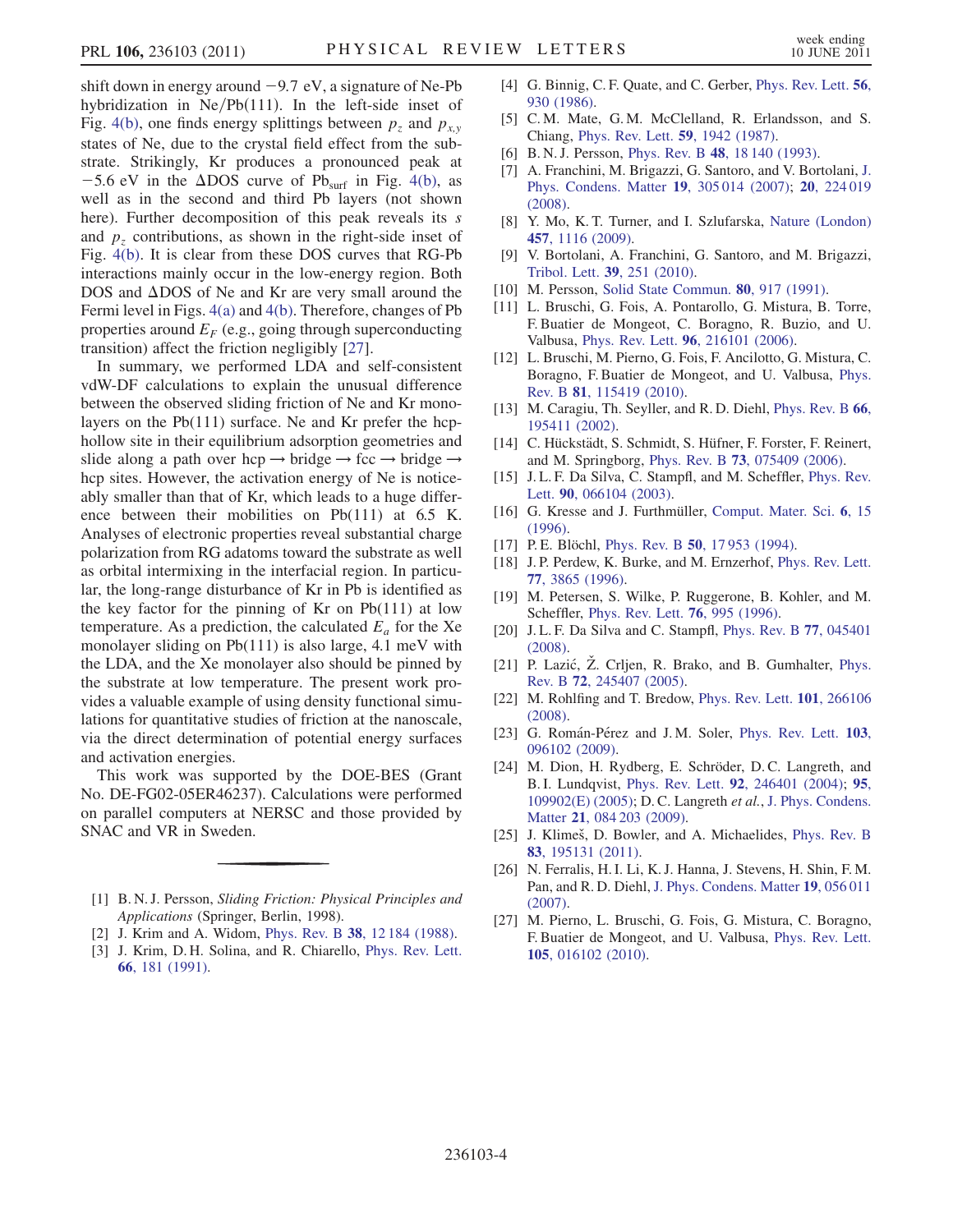shift down in energy around −9.7 eV, a signature of Ne-Pb hybridization in Ne/Pb(111). In the left-side inset of Fig. 4(b), one finds energy splittings between $p_z$ and $p_{x,y}$ states of Ne, due to the crystal field effect from the substrate. Strikingly, Kr produces a pronounced peak at −5.6 eV in the ΔDOS curve of $Pb_{surf}$ in Fig. 4(b), as well as in the second and third Pb layers (not shown here). Further decomposition of this peak reveals its $s$ and $p_z$ contributions, as shown in the right-side inset of Fig. 4(b). It is clear from these DOS curves that RG-Pb interactions mainly occur in the low-energy region. Both DOS and ΔDOS of Ne and Kr are very small around the Fermi level in Figs. 4(a) and 4(b). Therefore, changes of Pb properties around $E_F$ (e.g., going through superconducting transition) affect the friction negligibly [27].

In summary, we performed LDA and self-consistent vdW-DF calculations to explain the unusual difference between the observed sliding friction of Ne and Kr monolayers on the Pb(111) surface. Ne and Kr prefer the hcp-hollow site in their equilibrium adsorption geometries and slide along a path over hcp → bridge → fcc → bridge → hcp sites. However, the activation energy of Ne is noticeably smaller than that of Kr, which leads to a huge difference between their mobilities on Pb(111) at 6.5 K. Analyses of electronic properties reveal substantial charge polarization from RG adatoms toward the substrate as well as orbital intermixing in the interfacial region. In particular, the long-range disturbance of Kr in Pb is identified as the key factor for the pinning of Kr on Pb(111) at low temperature. As a prediction, the calculated $E_a$ for the Xe monolayer sliding on Pb(111) is also large, 4.1 meV with the LDA, and the Xe monolayer also should be pinned by the substrate at low temperature. The present work provides a valuable example of using density functional simulations for quantitative studies of friction at the nanoscale, via the direct determination of potential energy surfaces and activation energies.

This work was supported by the DOE-BES (Grant No. DE-FG02-05ER46237). Calculations were performed on parallel computers at NERSC and those provided by SNAC and VR in Sweden.

---

[1] B. N. J. Persson, *Sliding Friction: Physical Principles and Applications* (Springer, Berlin, 1998).

[2] J. Krim and A. Widom, Phys. Rev. B **38**, 12 184 (1988).

[3] J. Krim, D. H. Solina, and R. Chiarello, Phys. Rev. Lett. **66**, 181 (1991).

[4] G. Binnig, C. F. Quate, and C. Gerber, Phys. Rev. Lett. **56**, 930 (1986).

[5] C. M. Mate, G. M. McClelland, R. Erlandsson, and S. Chiang, Phys. Rev. Lett. **59**, 1942 (1987).

[6] B. N. J. Persson, Phys. Rev. B **48**, 18 140 (1993).

[7] A. Franchini, M. Brigazzi, G. Santoro, and V. Bortolani, J. Phys. Condens. Matter **19**, 305 014 (2007); **20**, 224 019 (2008).

[8] Y. Mo, K. T. Turner, and I. Szlufarska, Nature (London) **457**, 1116 (2009).

[9] V. Bortolani, A. Franchini, G. Santoro, and M. Brigazzi, Tribol. Lett. **39**, 251 (2010).

[10] M. Persson, Solid State Commun. **80**, 917 (1991).

[11] L. Bruschi, G. Fois, A. Pontarollo, G. Mistura, B. Torre, F. Buatier de Mongeot, C. Boragno, R. Buzio, and U. Valbusa, Phys. Rev. Lett. **96**, 216101 (2006).

[12] L. Bruschi, M. Pierno, G. Fois, F. Ancilotto, G. Mistura, C. Boragno, F. Buatier de Mongeot, and U. Valbusa, Phys. Rev. B **81**, 115419 (2010).

[13] M. Caragiu, Th. Seyller, and R. D. Diehl, Phys. Rev. B **66**, 195411 (2002).

[14] C. Hückstädt, S. Schmidt, S. Hüfner, F. Forster, F. Reinert, and M. Springborg, Phys. Rev. B **73**, 075409 (2006).

[15] J. L. F. Da Silva, C. Stampfl, and M. Scheffler, Phys. Rev. Lett. **90**, 066104 (2003).

[16] G. Kresse and J. Furthmüller, Comput. Mater. Sci. **6**, 15 (1996).

[17] P. E. Blöchl, Phys. Rev. B **50**, 17 953 (1994).

[18] J. P. Perdew, K. Burke, and M. Ernzerhof, Phys. Rev. Lett. **77**, 3865 (1996).

[19] M. Petersen, S. Wilke, P. Ruggerone, B. Kohler, and M. Scheffler, Phys. Rev. Lett. **76**, 995 (1996).

[20] J. L. F. Da Silva and C. Stampfl, Phys. Rev. B **77**, 045401 (2008).

[21] P. Lazić, Ž. Crljen, R. Brako, and B. Gumhalter, Phys. Rev. B **72**, 245407 (2005).

[22] M. Rohlfing and T. Bredow, Phys. Rev. Lett. **101**, 266106 (2008).

[23] G. Román-Pérez and J. M. Soler, Phys. Rev. Lett. **103**, 096102 (2009).

[24] M. Dion, H. Rydberg, E. Schröder, D. C. Langreth, and B. I. Lundqvist, Phys. Rev. Lett. **92**, 246401 (2004); **95**, 109902(E) (2005); D. C. Langreth *et al.*, J. Phys. Condens. Matter **21**, 084 203 (2009).

[25] J. Klimeš, D. Bowler, and A. Michaelides, Phys. Rev. B **83**, 195131 (2011).

[26] N. Ferralis, H. I. Li, K. J. Hanna, J. Stevens, H. Shin, F. M. Pan, and R. D. Diehl, J. Phys. Condens. Matter **19**, 056 011 (2007).

[27] M. Pierno, L. Bruschi, G. Fois, G. Mistura, C. Boragno, F. Buatier de Mongeot, and U. Valbusa, Phys. Rev. Lett. **105**, 016102 (2010).